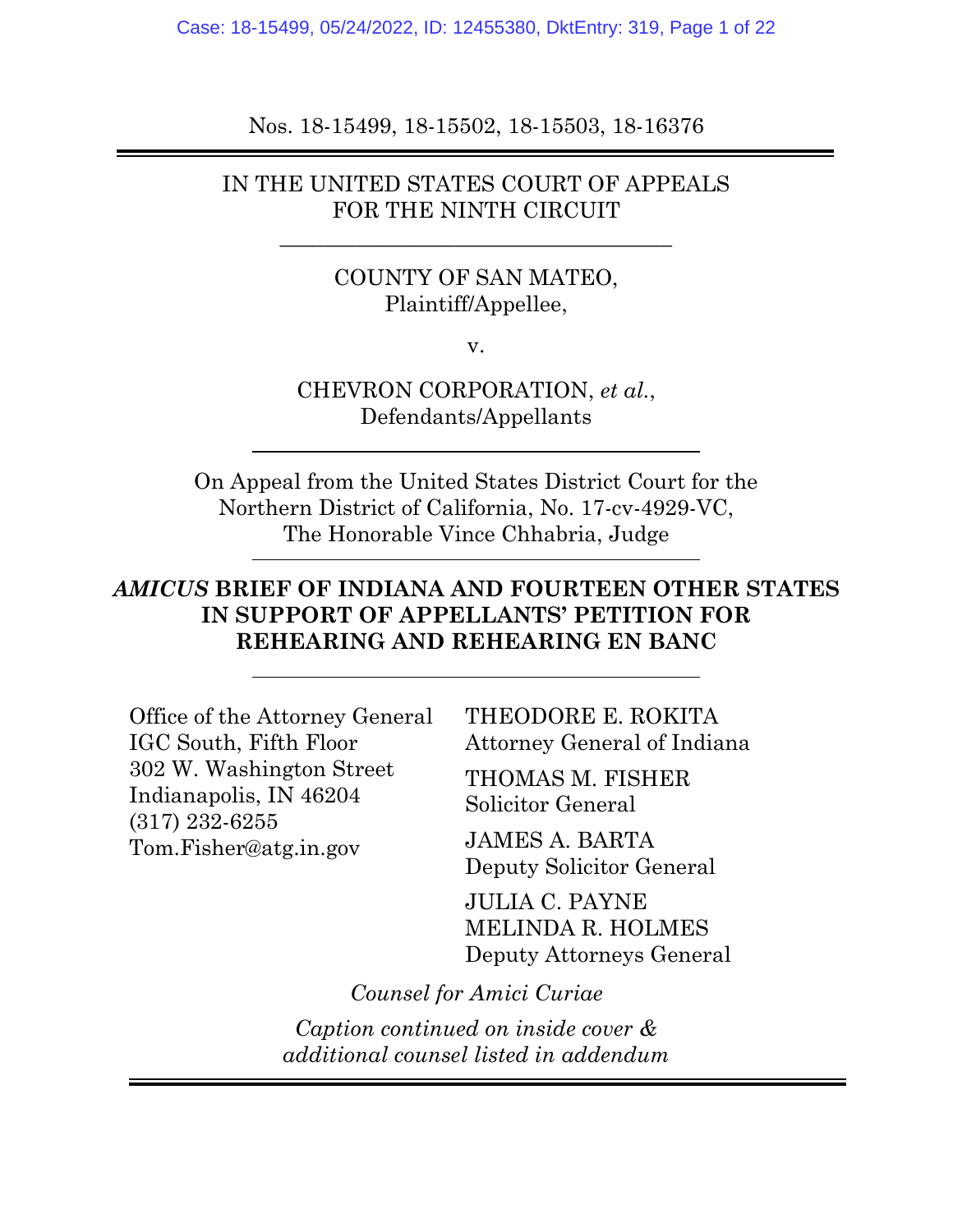Nos. 18-15499, 18-15502, 18-15503, 18-16376

---

IN THE UNITED STATES COURT OF APPEALS
FOR THE NINTH CIRCUIT

---

COUNTY OF SAN MATEO,
Plaintiff/Appellee,

v.

CHEVRON CORPORATION, *et al.*,
Defendants/Appellants

---

On Appeal from the United States District Court for the Northern District of California, No. 17-cv-4929-VC,
The Honorable Vince Chhabria, Judge

---

**_AMICUS_ BRIEF OF INDIANA AND FOURTEEN OTHER STATES IN SUPPORT OF APPELLANTS' PETITION FOR REHEARING AND REHEARING EN BANC**

---

Office of the Attorney General
IGC South, Fifth Floor
302 W. Washington Street
Indianapolis, IN 46204
(317) 232-6255
Tom.Fisher@atg.in.gov

THEODORE E. ROKITA
Attorney General of Indiana

THOMAS M. FISHER
Solicitor General

JAMES A. BARTA
Deputy Solicitor General

JULIA C. PAYNE
MELINDA R. HOLMES
Deputy Attorneys General

*Counsel for Amici Curiae*

*Caption continued on inside cover & additional counsel listed in addendum*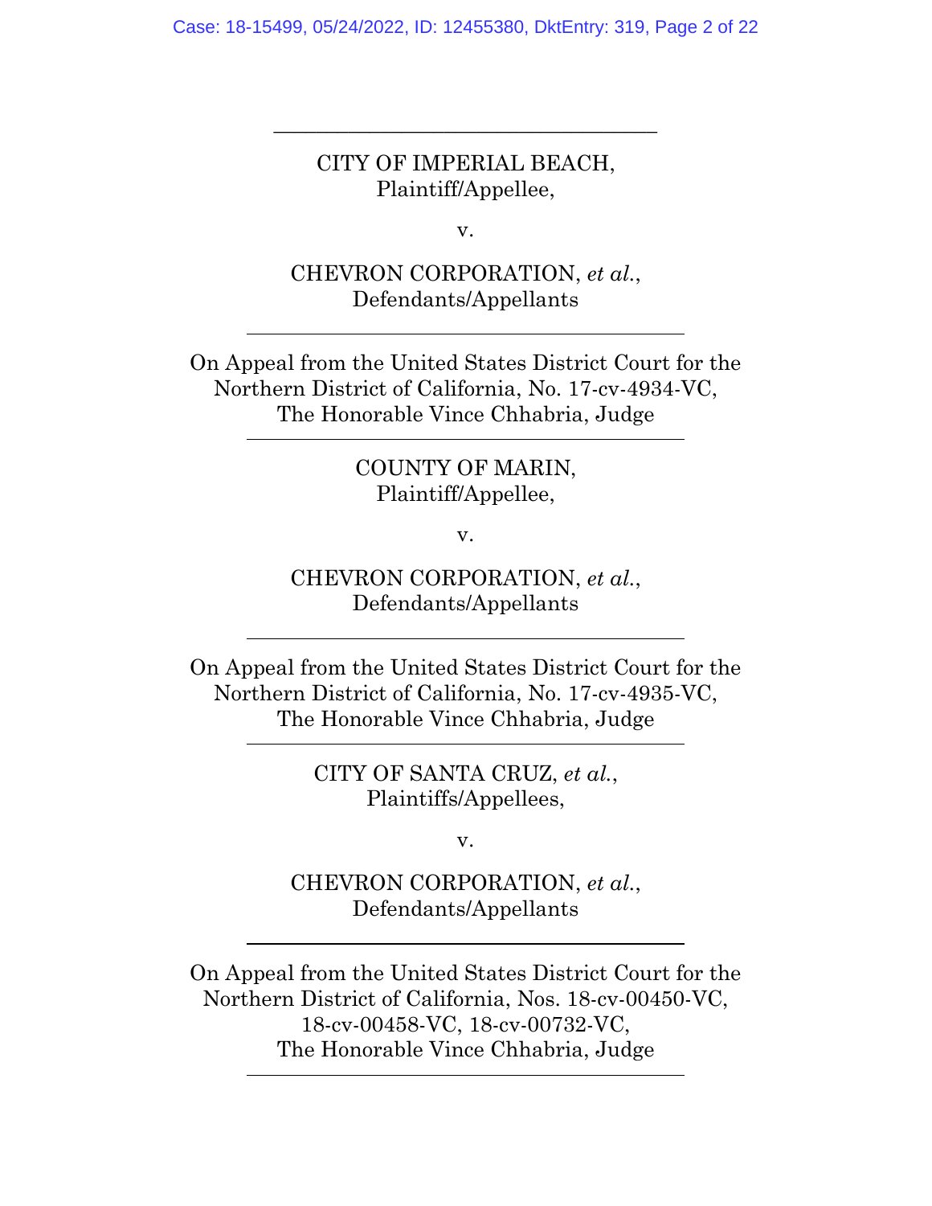---

CITY OF IMPERIAL BEACH,
Plaintiff/Appellee,

v.

CHEVRON CORPORATION, *et al.*,
Defendants/Appellants

---

On Appeal from the United States District Court for the Northern District of California, No. 17-cv-4934-VC,
The Honorable Vince Chhabria, Judge

---

COUNTY OF MARIN,
Plaintiff/Appellee,

v.

CHEVRON CORPORATION, *et al.*,
Defendants/Appellants

---

On Appeal from the United States District Court for the Northern District of California, No. 17-cv-4935-VC,
The Honorable Vince Chhabria, Judge

---

CITY OF SANTA CRUZ, *et al.*,
Plaintiffs/Appellees,

v.

CHEVRON CORPORATION, *et al.*,
Defendants/Appellants

---

On Appeal from the United States District Court for the Northern District of California, Nos. 18-cv-00450-VC,
18-cv-00458-VC, 18-cv-00732-VC,
The Honorable Vince Chhabria, Judge

---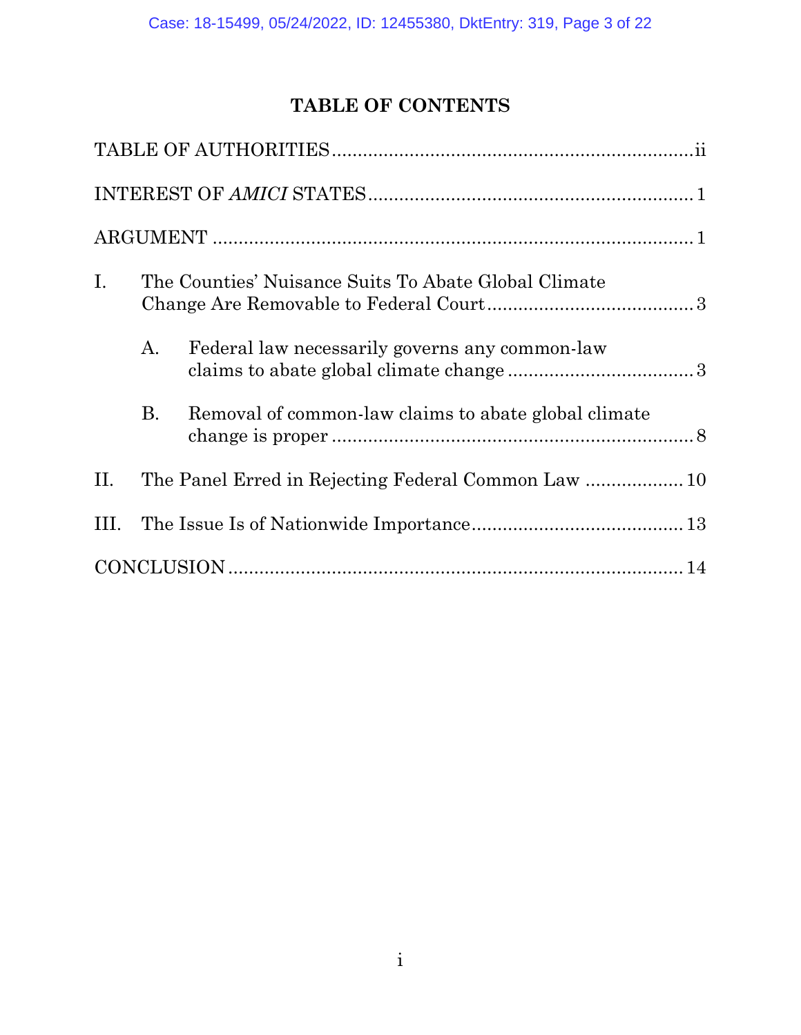# TABLE OF CONTENTS

TABLE OF AUTHORITIES ....................................................................ii

INTEREST OF *AMICI* STATES ............................................................1

ARGUMENT ...........................................................................................1

I. The Counties' Nuisance Suits To Abate Global Climate Change Are Removable to Federal Court ........................................3

   A. Federal law necessarily governs any common-law claims to abate global climate change ....................................3

   B. Removal of common-law claims to abate global climate change is proper ......................................................................8

II. The Panel Erred in Rejecting Federal Common Law ..................10

III. The Issue Is of Nationwide Importance.........................................13

CONCLUSION .......................................................................................14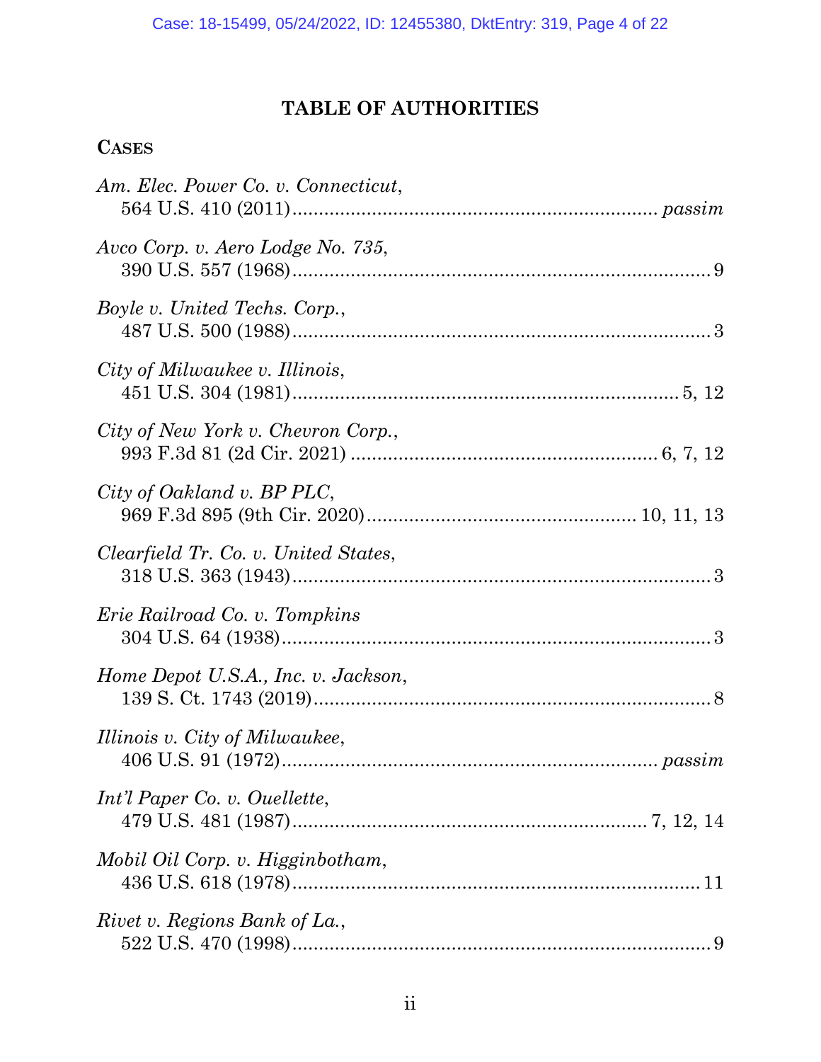# TABLE OF AUTHORITIES

## CASES

*Am. Elec. Power Co. v. Connecticut*,
564 U.S. 410 (2011)........................................................................ *passim*

*Avco Corp. v. Aero Lodge No. 735*,
390 U.S. 557 (1968)........................................................................9

*Boyle v. United Techs. Corp.*,
487 U.S. 500 (1988)........................................................................3

*City of Milwaukee v. Illinois*,
451 U.S. 304 (1981)........................................................................5, 12

*City of New York v. Chevron Corp.*,
993 F.3d 81 (2d Cir. 2021) ........................................................6, 7, 12

*City of Oakland v. BP PLC*,
969 F.3d 895 (9th Cir. 2020)......................................................10, 11, 13

*Clearfield Tr. Co. v. United States*,
318 U.S. 363 (1943)........................................................................3

*Erie Railroad Co. v. Tompkins*
304 U.S. 64 (1938)..........................................................................3

*Home Depot U.S.A., Inc. v. Jackson*,
139 S. Ct. 1743 (2019)....................................................................8

*Illinois v. City of Milwaukee*,
406 U.S. 91 (1972)........................................................................ *passim*

*Int'l Paper Co. v. Ouellette*,
479 U.S. 481 (1987)........................................................................7, 12, 14

*Mobil Oil Corp. v. Higginbotham*,
436 U.S. 618 (1978)........................................................................11

*Rivet v. Regions Bank of La.*,
522 U.S. 470 (1998)........................................................................9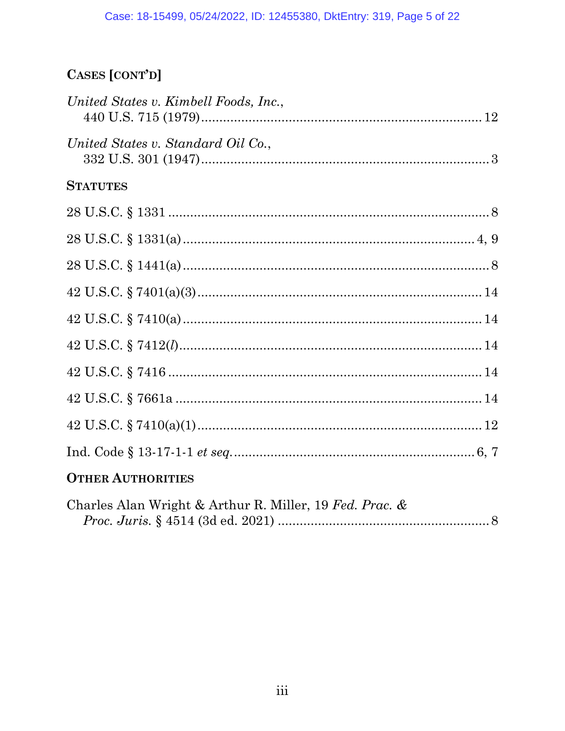**CASES [CONT'D]**

*United States v. Kimbell Foods, Inc.*,
440 U.S. 715 (1979) ........................................................................ 12

*United States v. Standard Oil Co.*,
332 U.S. 301 (1947) .......................................................................... 3

**STATUTES**

28 U.S.C. § 1331 ................................................................................. 8

28 U.S.C. § 1331(a) ........................................................................ 4, 9

28 U.S.C. § 1441(a) ............................................................................ 8

42 U.S.C. § 7401(a)(3) ...................................................................... 14

42 U.S.C. § 7410(a) .......................................................................... 14

42 U.S.C. § 7412(*l*) .......................................................................... 14

42 U.S.C. § 7416 ............................................................................... 14

42 U.S.C. § 7661a ............................................................................. 14

42 U.S.C. § 7410(a)(1) ...................................................................... 12

Ind. Code § 13-17-1-1 *et seq.* ........................................................ 6, 7

**OTHER AUTHORITIES**

Charles Alan Wright & Arthur R. Miller, 19 *Fed. Prac. & Proc. Juris.* § 4514 (3d ed. 2021) ................................................. 8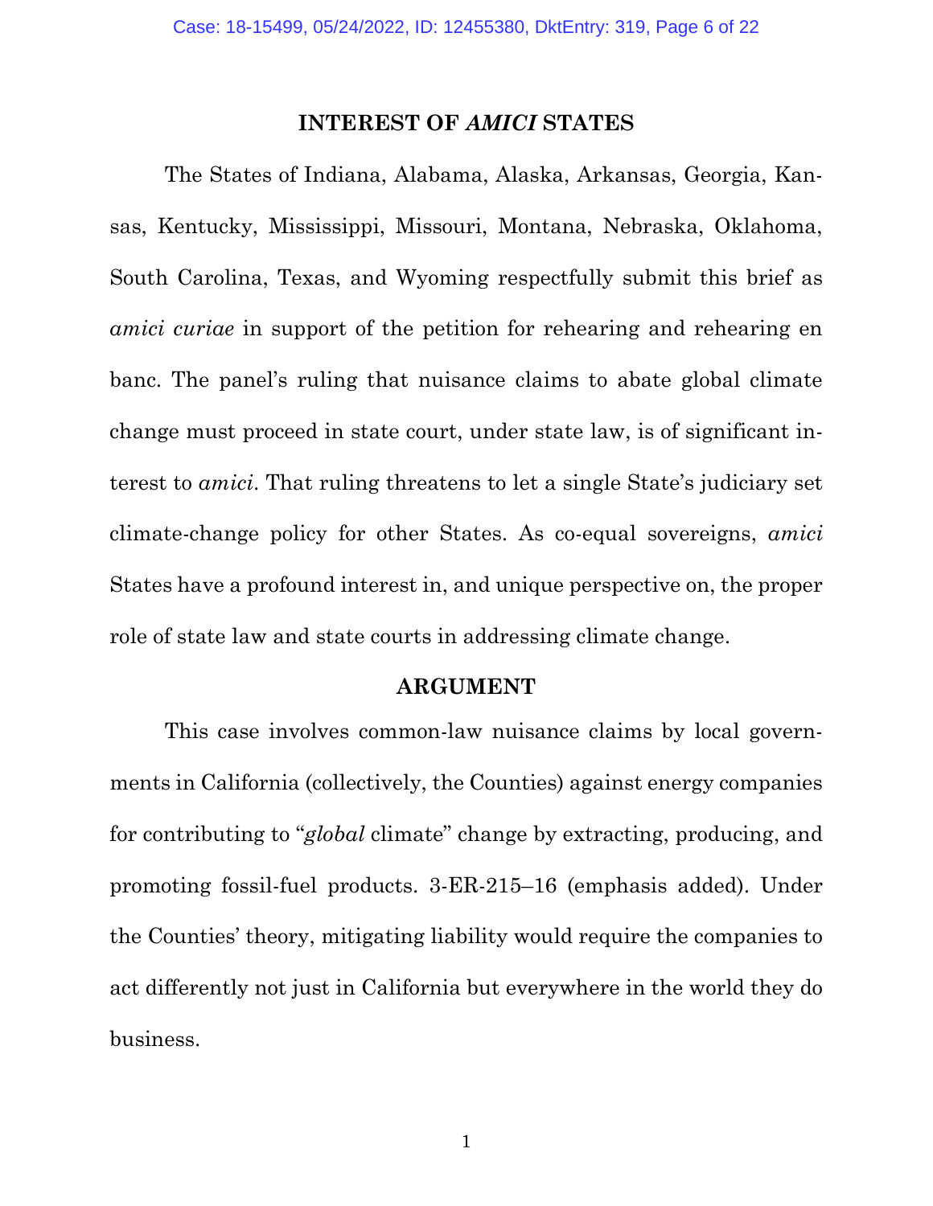## INTEREST OF *AMICI* STATES

The States of Indiana, Alabama, Alaska, Arkansas, Georgia, Kansas, Kentucky, Mississippi, Missouri, Montana, Nebraska, Oklahoma, South Carolina, Texas, and Wyoming respectfully submit this brief as *amici curiae* in support of the petition for rehearing and rehearing en banc. The panel's ruling that nuisance claims to abate global climate change must proceed in state court, under state law, is of significant interest to *amici*. That ruling threatens to let a single State's judiciary set climate-change policy for other States. As co-equal sovereigns, *amici* States have a profound interest in, and unique perspective on, the proper role of state law and state courts in addressing climate change.

## ARGUMENT

This case involves common-law nuisance claims by local governments in California (collectively, the Counties) against energy companies for contributing to "*global* climate" change by extracting, producing, and promoting fossil-fuel products. 3-ER-215–16 (emphasis added). Under the Counties' theory, mitigating liability would require the companies to act differently not just in California but everywhere in the world they do business.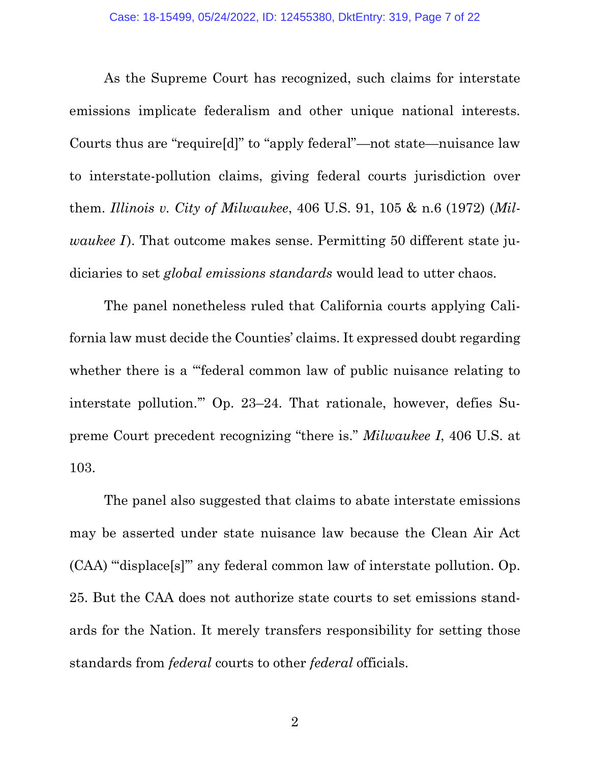As the Supreme Court has recognized, such claims for interstate emissions implicate federalism and other unique national interests. Courts thus are "require[d]" to "apply federal"—not state—nuisance law to interstate-pollution claims, giving federal courts jurisdiction over them. *Illinois v. City of Milwaukee*, 406 U.S. 91, 105 & n.6 (1972) (*Milwaukee I*). That outcome makes sense. Permitting 50 different state judiciaries to set *global emissions standards* would lead to utter chaos.

The panel nonetheless ruled that California courts applying California law must decide the Counties' claims. It expressed doubt regarding whether there is a "'federal common law of public nuisance relating to interstate pollution.'" Op. 23–24. That rationale, however, defies Supreme Court precedent recognizing "there is." *Milwaukee I*, 406 U.S. at 103.

The panel also suggested that claims to abate interstate emissions may be asserted under state nuisance law because the Clean Air Act (CAA) "'displace[s]'" any federal common law of interstate pollution. Op. 25. But the CAA does not authorize state courts to set emissions standards for the Nation. It merely transfers responsibility for setting those standards from *federal* courts to other *federal* officials.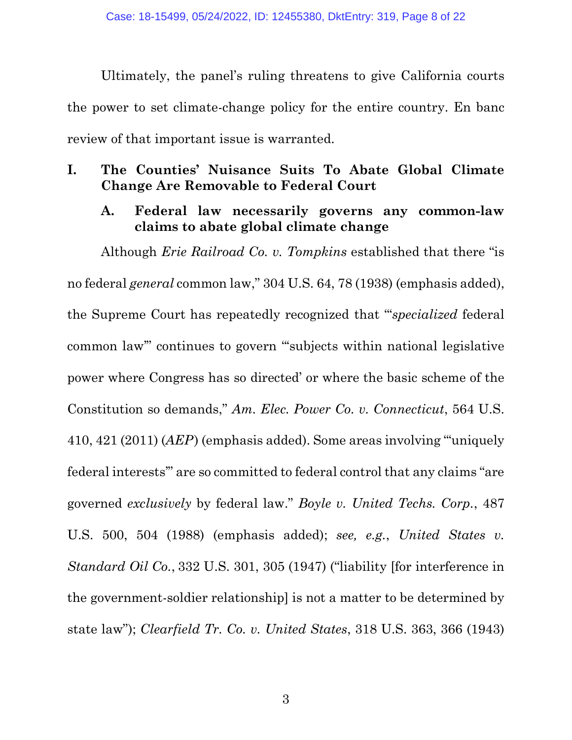Ultimately, the panel's ruling threatens to give California courts the power to set climate-change policy for the entire country. En banc review of that important issue is warranted.

## I. The Counties' Nuisance Suits To Abate Global Climate Change Are Removable to Federal Court

### A. Federal law necessarily governs any common-law claims to abate global climate change

Although *Erie Railroad Co. v. Tompkins* established that there "is no federal *general* common law," 304 U.S. 64, 78 (1938) (emphasis added), the Supreme Court has repeatedly recognized that "'*specialized* federal common law'" continues to govern "'subjects within national legislative power where Congress has so directed' or where the basic scheme of the Constitution so demands," *Am. Elec. Power Co. v. Connecticut*, 564 U.S. 410, 421 (2011) (*AEP*) (emphasis added). Some areas involving "'uniquely federal interests'" are so committed to federal control that any claims "are governed *exclusively* by federal law." *Boyle v. United Techs. Corp.*, 487 U.S. 500, 504 (1988) (emphasis added); *see, e.g.*, *United States v. Standard Oil Co.*, 332 U.S. 301, 305 (1947) ("liability [for interference in the government-soldier relationship] is not a matter to be determined by state law"); *Clearfield Tr. Co. v. United States*, 318 U.S. 363, 366 (1943)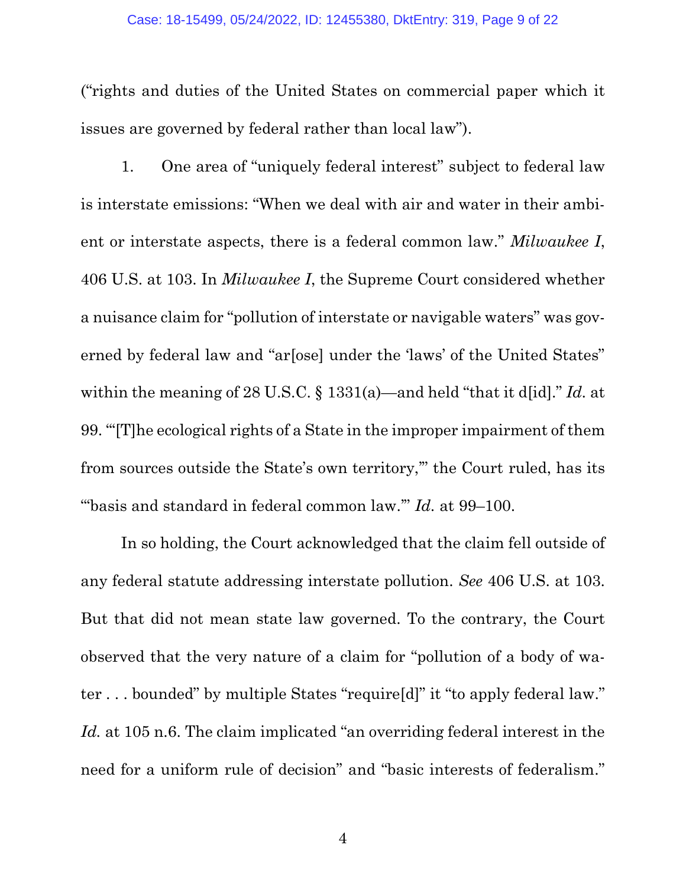("rights and duties of the United States on commercial paper which it issues are governed by federal rather than local law").

1. One area of "uniquely federal interest" subject to federal law is interstate emissions: "When we deal with air and water in their ambient or interstate aspects, there is a federal common law." *Milwaukee I*, 406 U.S. at 103. In *Milwaukee I*, the Supreme Court considered whether a nuisance claim for "pollution of interstate or navigable waters" was governed by federal law and "ar[ose] under the 'laws' of the United States" within the meaning of 28 U.S.C. § 1331(a)—and held "that it d[id]." *Id.* at 99. "'[T]he ecological rights of a State in the improper impairment of them from sources outside the State's own territory,'" the Court ruled, has its "'basis and standard in federal common law.'" *Id.* at 99–100.

In so holding, the Court acknowledged that the claim fell outside of any federal statute addressing interstate pollution. *See* 406 U.S. at 103. But that did not mean state law governed. To the contrary, the Court observed that the very nature of a claim for "pollution of a body of water . . . bounded" by multiple States "require[d]" it "to apply federal law." *Id.* at 105 n.6. The claim implicated "an overriding federal interest in the need for a uniform rule of decision" and "basic interests of federalism."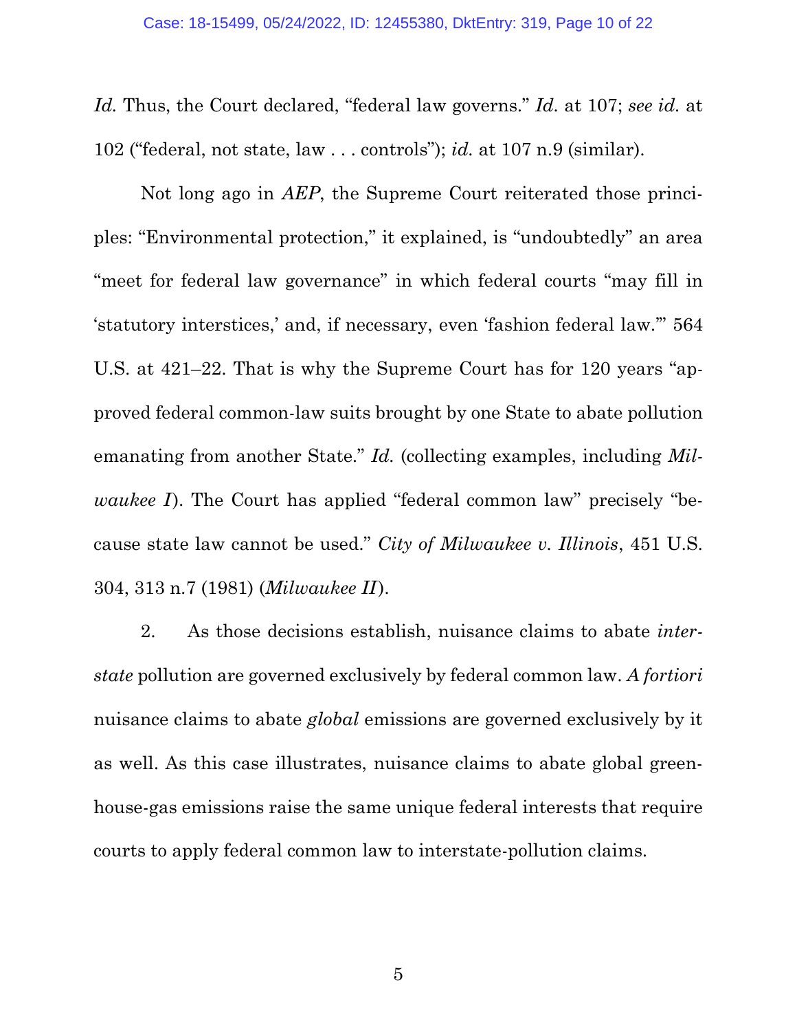*Id.* Thus, the Court declared, "federal law governs." *Id.* at 107; *see id.* at 102 ("federal, not state, law . . . controls"); *id.* at 107 n.9 (similar).

Not long ago in *AEP*, the Supreme Court reiterated those principles: "Environmental protection," it explained, is "undoubtedly" an area "meet for federal law governance" in which federal courts "may fill in 'statutory interstices,' and, if necessary, even 'fashion federal law.'" 564 U.S. at 421–22. That is why the Supreme Court has for 120 years "approved federal common-law suits brought by one State to abate pollution emanating from another State." *Id.* (collecting examples, including *Milwaukee I*). The Court has applied "federal common law" precisely "because state law cannot be used." *City of Milwaukee v. Illinois*, 451 U.S. 304, 313 n.7 (1981) (*Milwaukee II*).

2. As those decisions establish, nuisance claims to abate *interstate* pollution are governed exclusively by federal common law. *A fortiori* nuisance claims to abate *global* emissions are governed exclusively by it as well. As this case illustrates, nuisance claims to abate global greenhouse-gas emissions raise the same unique federal interests that require courts to apply federal common law to interstate-pollution claims.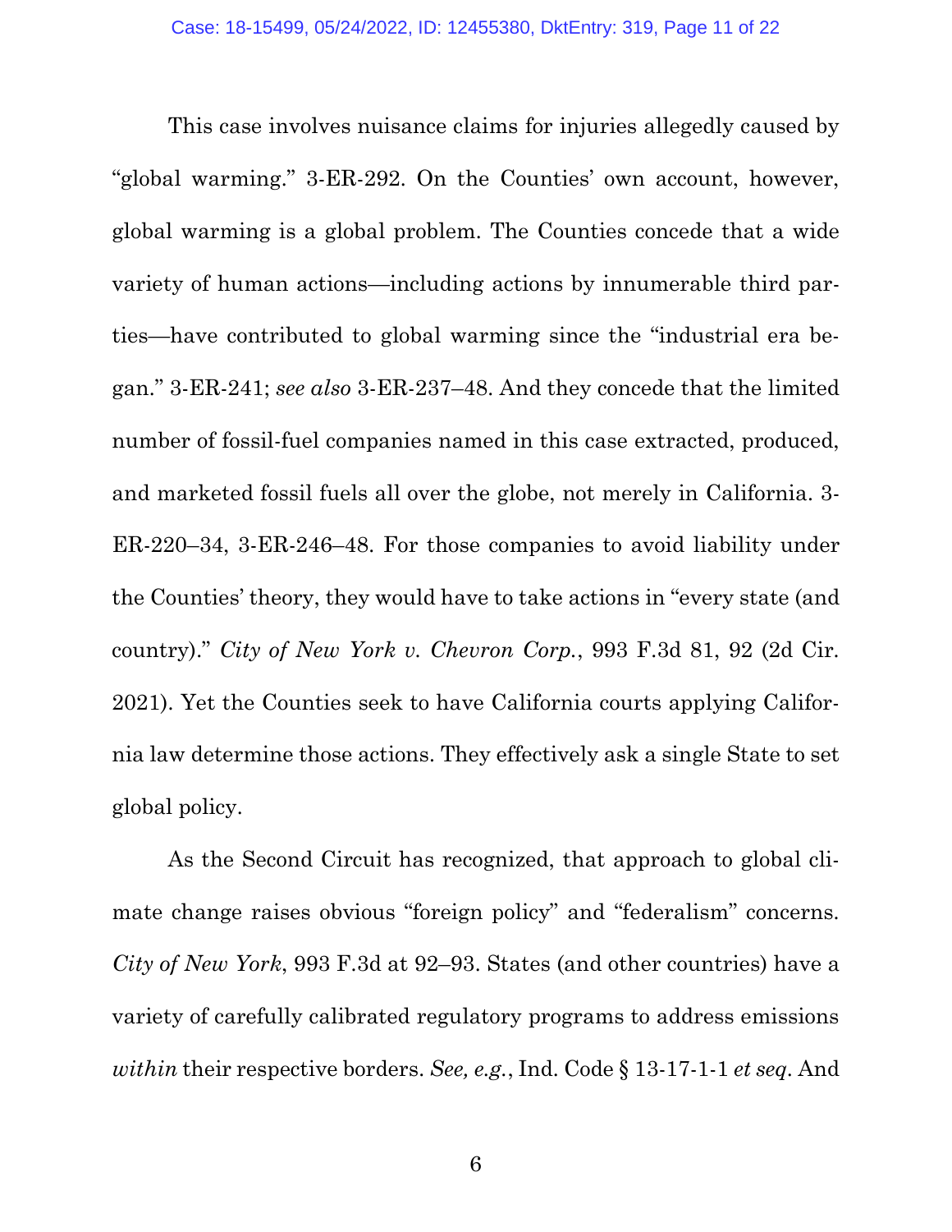This case involves nuisance claims for injuries allegedly caused by "global warming." 3-ER-292. On the Counties' own account, however, global warming is a global problem. The Counties concede that a wide variety of human actions—including actions by innumerable third parties—have contributed to global warming since the "industrial era began." 3-ER-241; *see also* 3-ER-237–48. And they concede that the limited number of fossil-fuel companies named in this case extracted, produced, and marketed fossil fuels all over the globe, not merely in California. 3-ER-220–34, 3-ER-246–48. For those companies to avoid liability under the Counties' theory, they would have to take actions in "every state (and country)." *City of New York v. Chevron Corp.*, 993 F.3d 81, 92 (2d Cir. 2021). Yet the Counties seek to have California courts applying California law determine those actions. They effectively ask a single State to set global policy.

As the Second Circuit has recognized, that approach to global climate change raises obvious "foreign policy" and "federalism" concerns. *City of New York*, 993 F.3d at 92–93. States (and other countries) have a variety of carefully calibrated regulatory programs to address emissions *within* their respective borders. *See, e.g.*, Ind. Code § 13-17-1-1 *et seq*. And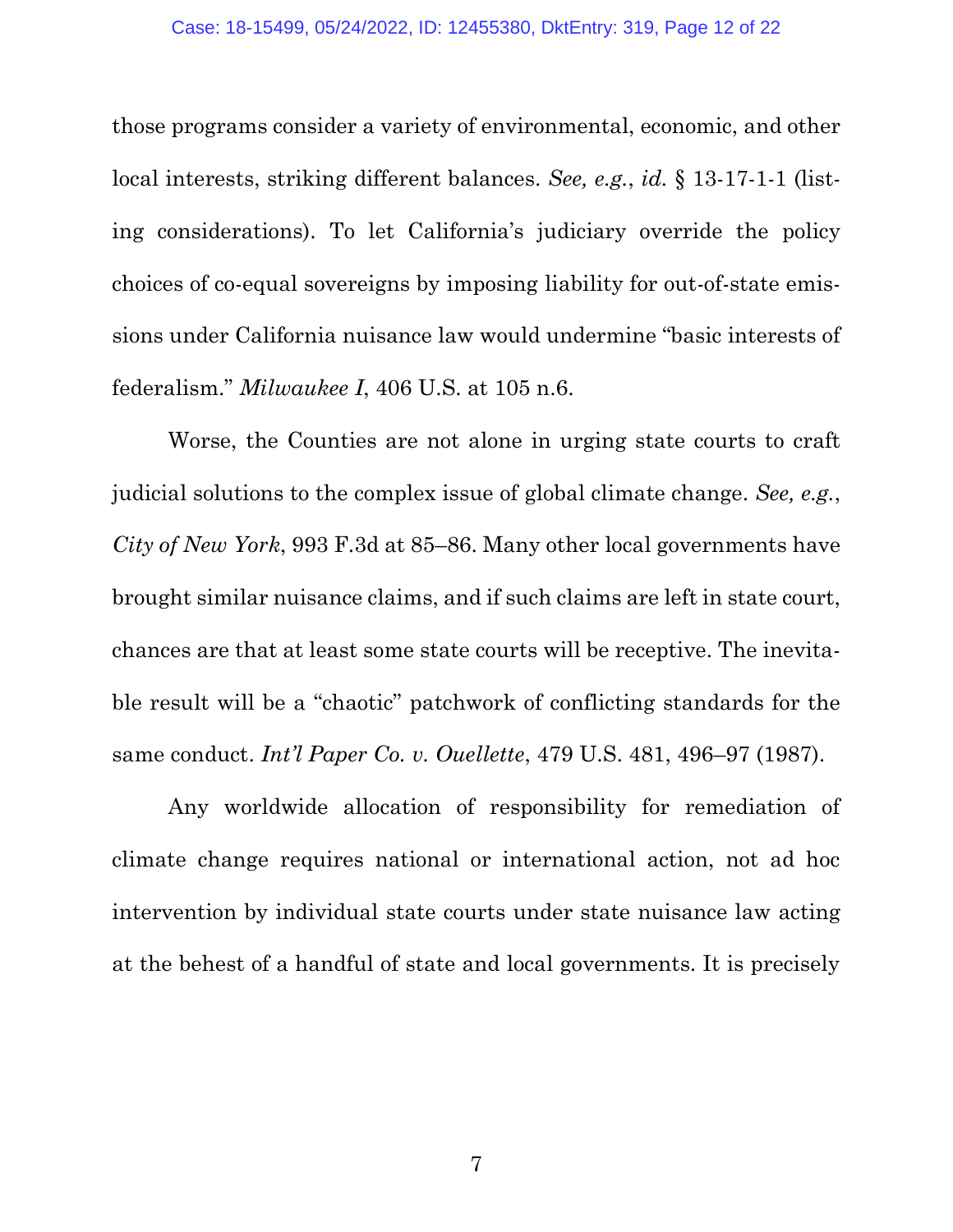those programs consider a variety of environmental, economic, and other local interests, striking different balances. *See, e.g.*, *id.* § 13-17-1-1 (listing considerations). To let California's judiciary override the policy choices of co-equal sovereigns by imposing liability for out-of-state emissions under California nuisance law would undermine "basic interests of federalism." *Milwaukee I*, 406 U.S. at 105 n.6.

Worse, the Counties are not alone in urging state courts to craft judicial solutions to the complex issue of global climate change. *See, e.g.*, *City of New York*, 993 F.3d at 85–86. Many other local governments have brought similar nuisance claims, and if such claims are left in state court, chances are that at least some state courts will be receptive. The inevitable result will be a "chaotic" patchwork of conflicting standards for the same conduct. *Int'l Paper Co. v. Ouellette*, 479 U.S. 481, 496–97 (1987).

Any worldwide allocation of responsibility for remediation of climate change requires national or international action, not ad hoc intervention by individual state courts under state nuisance law acting at the behest of a handful of state and local governments. It is precisely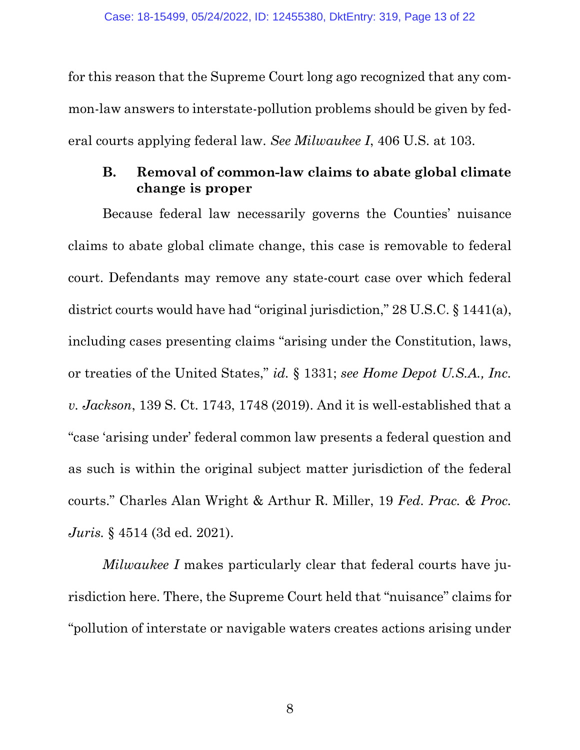for this reason that the Supreme Court long ago recognized that any common-law answers to interstate-pollution problems should be given by federal courts applying federal law. *See Milwaukee I*, 406 U.S. at 103.

### B. Removal of common-law claims to abate global climate change is proper

Because federal law necessarily governs the Counties' nuisance claims to abate global climate change, this case is removable to federal court. Defendants may remove any state-court case over which federal district courts would have had "original jurisdiction," 28 U.S.C. § 1441(a), including cases presenting claims "arising under the Constitution, laws, or treaties of the United States," *id.* § 1331; *see Home Depot U.S.A., Inc. v. Jackson*, 139 S. Ct. 1743, 1748 (2019). And it is well-established that a "case 'arising under' federal common law presents a federal question and as such is within the original subject matter jurisdiction of the federal courts." Charles Alan Wright & Arthur R. Miller, 19 *Fed. Prac. & Proc. Juris.* § 4514 (3d ed. 2021).

*Milwaukee I* makes particularly clear that federal courts have jurisdiction here. There, the Supreme Court held that "nuisance" claims for "pollution of interstate or navigable waters creates actions arising under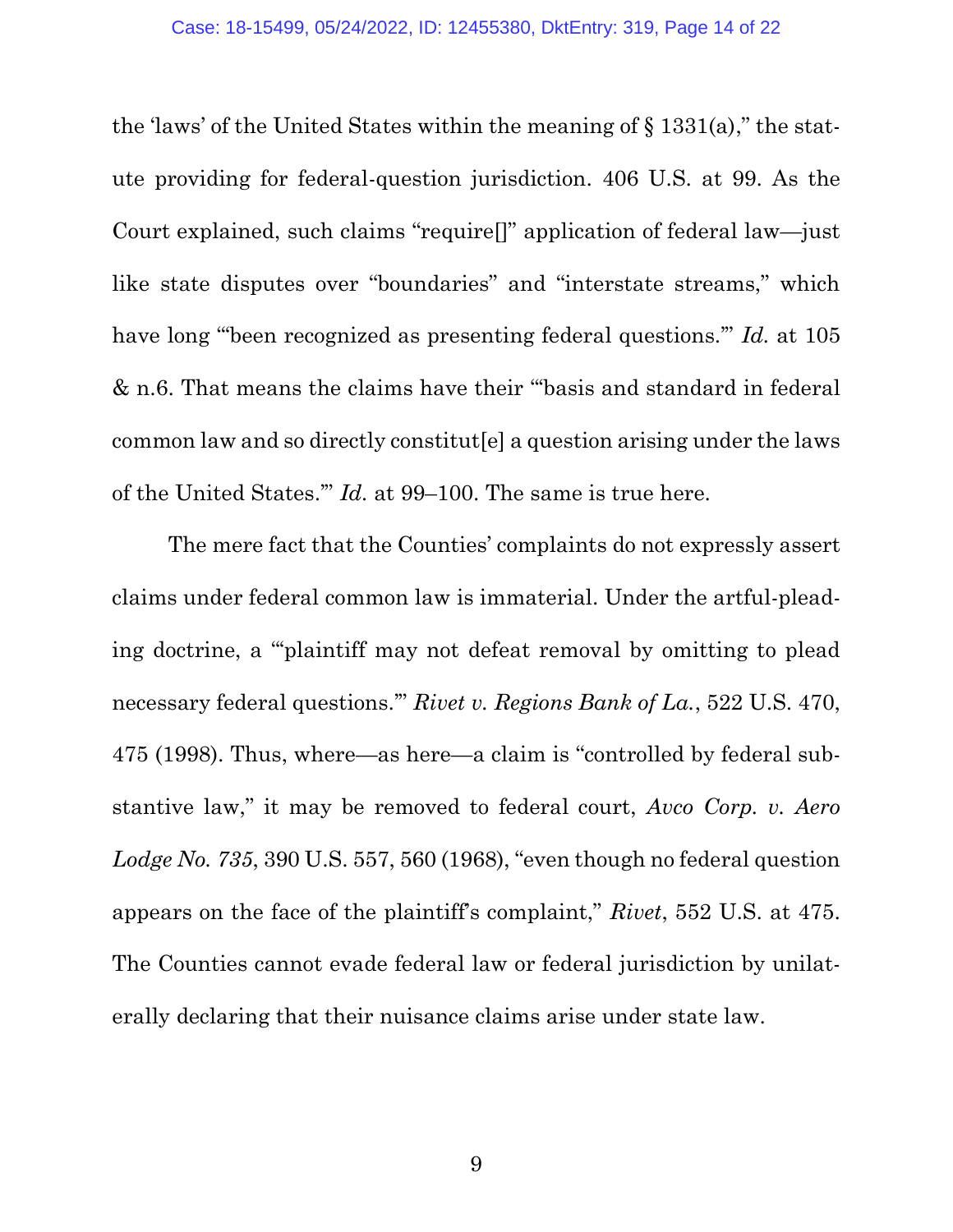the 'laws' of the United States within the meaning of § 1331(a)," the statute providing for federal-question jurisdiction. 406 U.S. at 99. As the Court explained, such claims "require[]" application of federal law—just like state disputes over "boundaries" and "interstate streams," which have long "'been recognized as presenting federal questions.'" *Id.* at 105 & n.6. That means the claims have their "'basis and standard in federal common law and so directly constitut[e] a question arising under the laws of the United States.'" *Id.* at 99–100. The same is true here.

The mere fact that the Counties' complaints do not expressly assert claims under federal common law is immaterial. Under the artful-pleading doctrine, a "'plaintiff may not defeat removal by omitting to plead necessary federal questions.'" *Rivet v. Regions Bank of La.*, 522 U.S. 470, 475 (1998). Thus, where—as here—a claim is "controlled by federal substantive law," it may be removed to federal court, *Avco Corp. v. Aero Lodge No. 735*, 390 U.S. 557, 560 (1968), "even though no federal question appears on the face of the plaintiff's complaint," *Rivet*, 552 U.S. at 475. The Counties cannot evade federal law or federal jurisdiction by unilaterally declaring that their nuisance claims arise under state law.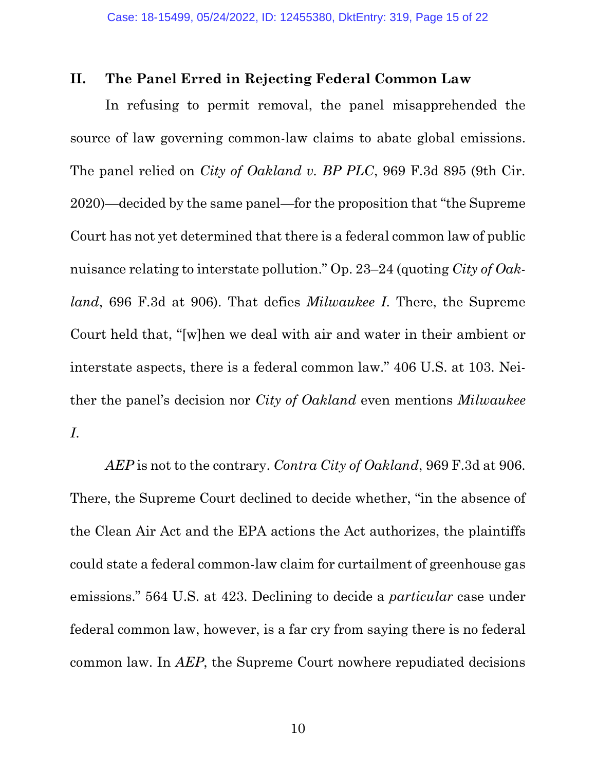## II. The Panel Erred in Rejecting Federal Common Law

In refusing to permit removal, the panel misapprehended the source of law governing common-law claims to abate global emissions. The panel relied on *City of Oakland v. BP PLC*, 969 F.3d 895 (9th Cir. 2020)—decided by the same panel—for the proposition that "the Supreme Court has not yet determined that there is a federal common law of public nuisance relating to interstate pollution." Op. 23–24 (quoting *City of Oakland*, 696 F.3d at 906). That defies *Milwaukee I*. There, the Supreme Court held that, "[w]hen we deal with air and water in their ambient or interstate aspects, there is a federal common law." 406 U.S. at 103. Neither the panel's decision nor *City of Oakland* even mentions *Milwaukee I*.

*AEP* is not to the contrary. *Contra City of Oakland*, 969 F.3d at 906. There, the Supreme Court declined to decide whether, "in the absence of the Clean Air Act and the EPA actions the Act authorizes, the plaintiffs could state a federal common-law claim for curtailment of greenhouse gas emissions." 564 U.S. at 423. Declining to decide a *particular* case under federal common law, however, is a far cry from saying there is no federal common law. In *AEP*, the Supreme Court nowhere repudiated decisions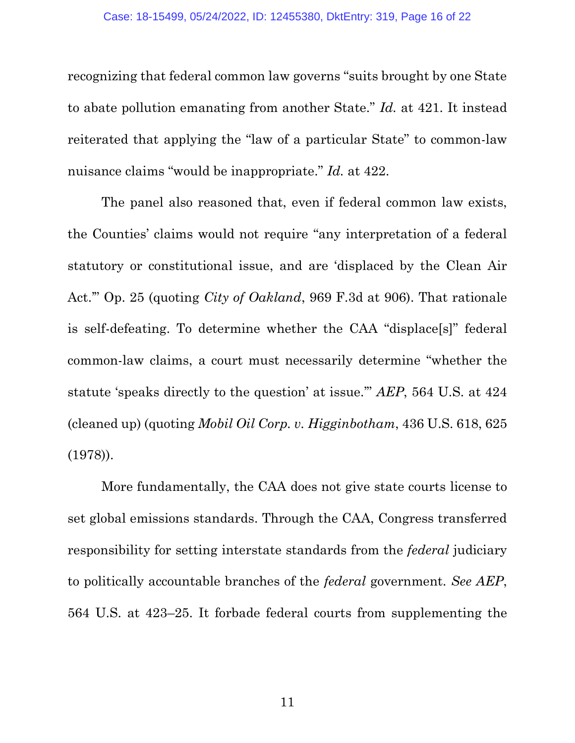recognizing that federal common law governs "suits brought by one State to abate pollution emanating from another State." *Id.* at 421. It instead reiterated that applying the "law of a particular State" to common-law nuisance claims "would be inappropriate." *Id.* at 422.

The panel also reasoned that, even if federal common law exists, the Counties' claims would not require "any interpretation of a federal statutory or constitutional issue, and are 'displaced by the Clean Air Act.'" Op. 25 (quoting *City of Oakland*, 969 F.3d at 906). That rationale is self-defeating. To determine whether the CAA "displace[s]" federal common-law claims, a court must necessarily determine "whether the statute 'speaks directly to the question' at issue.'" *AEP*, 564 U.S. at 424 (cleaned up) (quoting *Mobil Oil Corp. v. Higginbotham*, 436 U.S. 618, 625 (1978)).

More fundamentally, the CAA does not give state courts license to set global emissions standards. Through the CAA, Congress transferred responsibility for setting interstate standards from the *federal* judiciary to politically accountable branches of the *federal* government. *See AEP*, 564 U.S. at 423–25. It forbade federal courts from supplementing the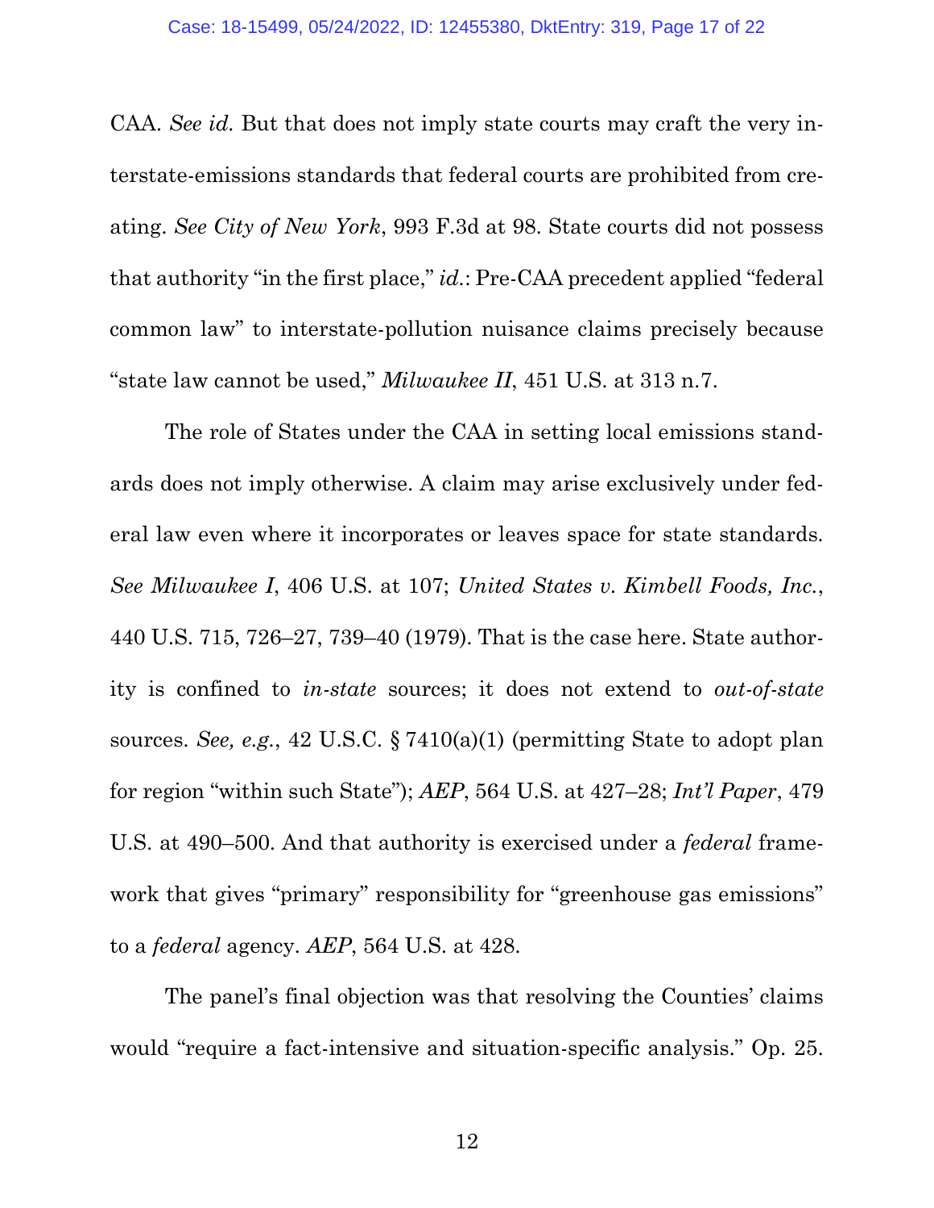CAA. *See id.* But that does not imply state courts may craft the very interstate-emissions standards that federal courts are prohibited from creating. *See City of New York*, 993 F.3d at 98. State courts did not possess that authority "in the first place," *id.*: Pre-CAA precedent applied "federal common law" to interstate-pollution nuisance claims precisely because "state law cannot be used," *Milwaukee II*, 451 U.S. at 313 n.7.

The role of States under the CAA in setting local emissions standards does not imply otherwise. A claim may arise exclusively under federal law even where it incorporates or leaves space for state standards. *See Milwaukee I*, 406 U.S. at 107; *United States v. Kimbell Foods, Inc.*, 440 U.S. 715, 726–27, 739–40 (1979). That is the case here. State authority is confined to *in-state* sources; it does not extend to *out-of-state* sources. *See, e.g.*, 42 U.S.C. § 7410(a)(1) (permitting State to adopt plan for region "within such State"); *AEP*, 564 U.S. at 427–28; *Int'l Paper*, 479 U.S. at 490–500. And that authority is exercised under a *federal* framework that gives "primary" responsibility for "greenhouse gas emissions" to a *federal* agency. *AEP*, 564 U.S. at 428.

The panel's final objection was that resolving the Counties' claims would "require a fact-intensive and situation-specific analysis." Op. 25.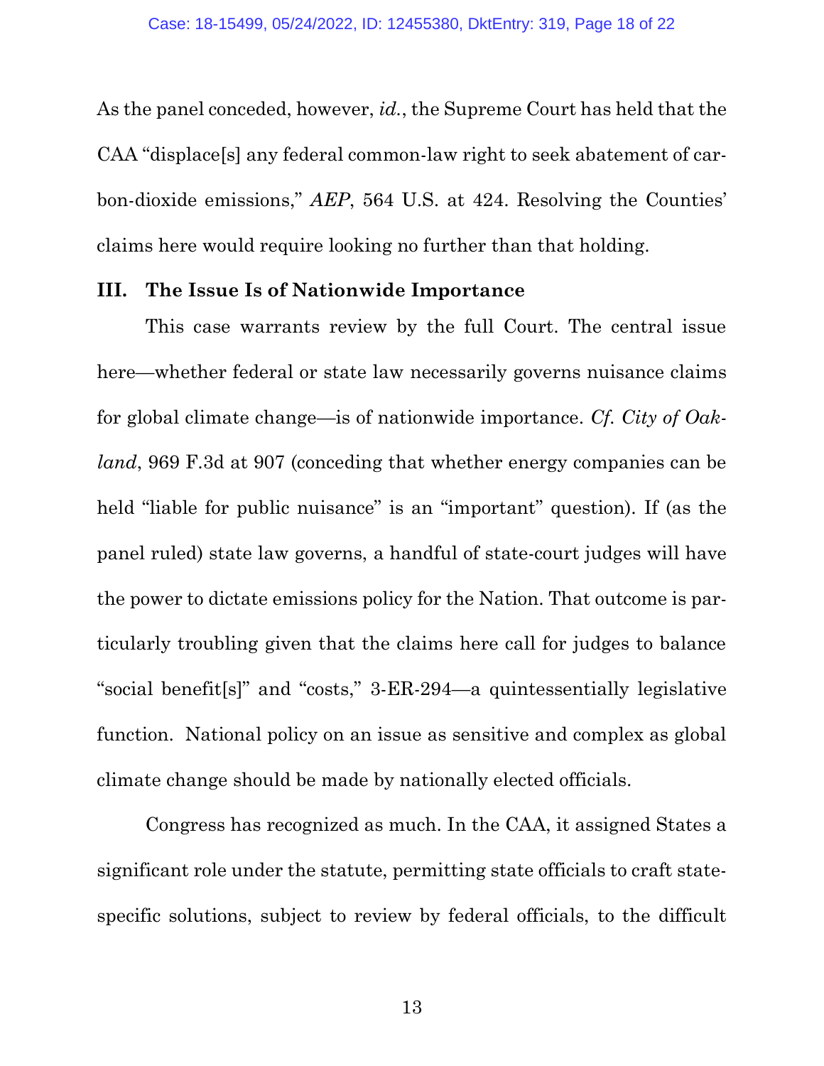As the panel conceded, however, *id.*, the Supreme Court has held that the CAA "displace[s] any federal common-law right to seek abatement of carbon-dioxide emissions," *AEP*, 564 U.S. at 424. Resolving the Counties' claims here would require looking no further than that holding.

### III. The Issue Is of Nationwide Importance

This case warrants review by the full Court. The central issue here—whether federal or state law necessarily governs nuisance claims for global climate change—is of nationwide importance. *Cf. City of Oakland*, 969 F.3d at 907 (conceding that whether energy companies can be held "liable for public nuisance" is an "important" question). If (as the panel ruled) state law governs, a handful of state-court judges will have the power to dictate emissions policy for the Nation. That outcome is particularly troubling given that the claims here call for judges to balance "social benefit[s]" and "costs," 3-ER-294—a quintessentially legislative function. National policy on an issue as sensitive and complex as global climate change should be made by nationally elected officials.

Congress has recognized as much. In the CAA, it assigned States a significant role under the statute, permitting state officials to craft state-specific solutions, subject to review by federal officials, to the difficult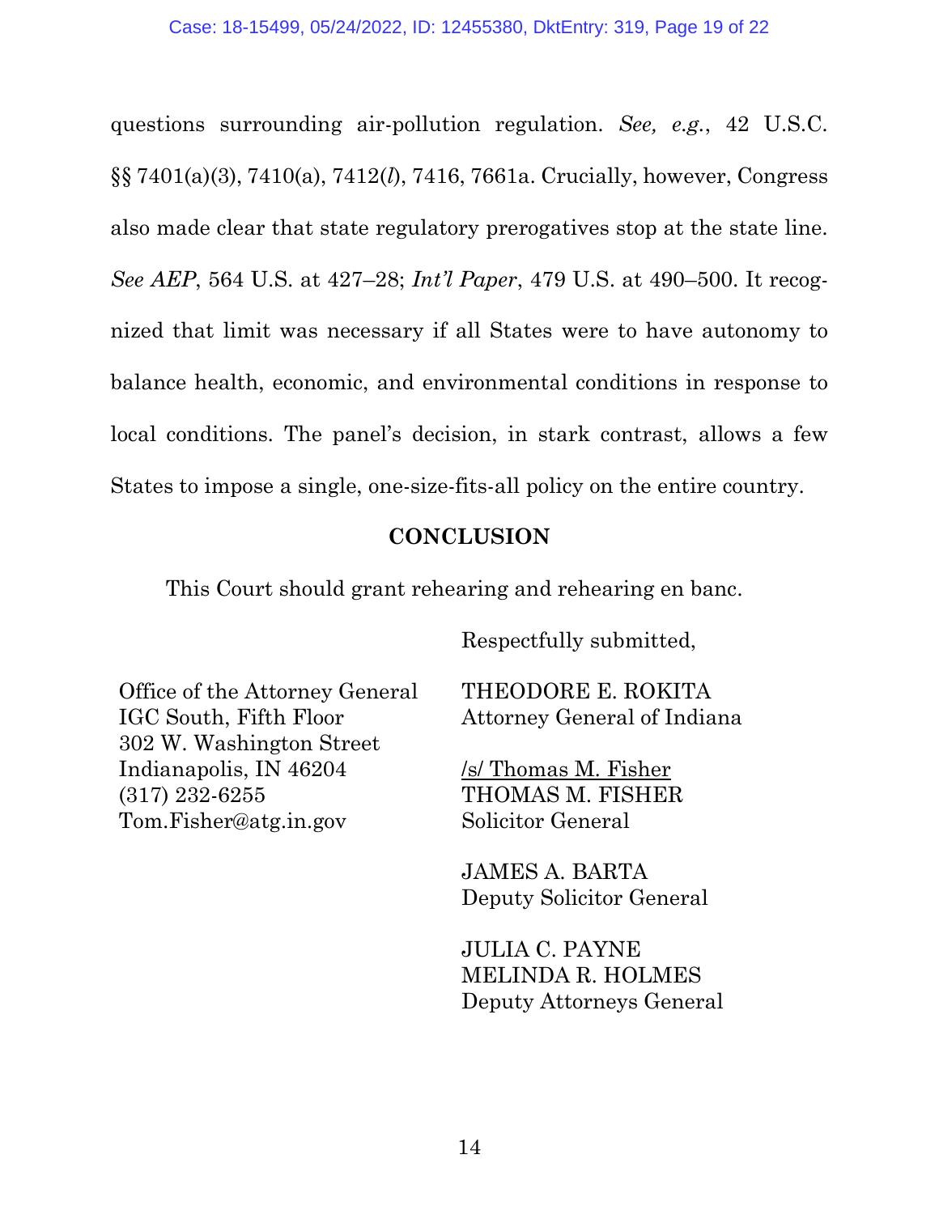questions surrounding air-pollution regulation. *See, e.g.*, 42 U.S.C. §§ 7401(a)(3), 7410(a), 7412(*l*), 7416, 7661a. Crucially, however, Congress also made clear that state regulatory prerogatives stop at the state line. *See AEP*, 564 U.S. at 427–28; *Int'l Paper*, 479 U.S. at 490–500. It recognized that limit was necessary if all States were to have autonomy to balance health, economic, and environmental conditions in response to local conditions. The panel's decision, in stark contrast, allows a few States to impose a single, one-size-fits-all policy on the entire country.

## CONCLUSION

This Court should grant rehearing and rehearing en banc.

Respectfully submitted,

Office of the Attorney General
IGC South, Fifth Floor
302 W. Washington Street
Indianapolis, IN 46204
(317) 232-6255
Tom.Fisher@atg.in.gov

THEODORE E. ROKITA
Attorney General of Indiana

/s/ Thomas M. Fisher
THOMAS M. FISHER
Solicitor General

JAMES A. BARTA
Deputy Solicitor General

JULIA C. PAYNE
MELINDA R. HOLMES
Deputy Attorneys General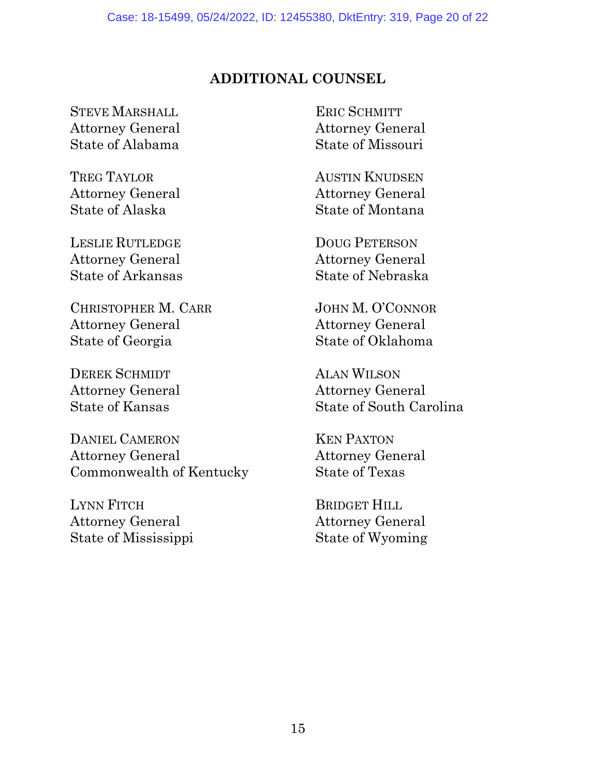## ADDITIONAL COUNSEL

STEVE MARSHALL
Attorney General
State of Alabama

TREG TAYLOR
Attorney General
State of Alaska

LESLIE RUTLEDGE
Attorney General
State of Arkansas

CHRISTOPHER M. CARR
Attorney General
State of Georgia

DEREK SCHMIDT
Attorney General
State of Kansas

DANIEL CAMERON
Attorney General
Commonwealth of Kentucky

LYNN FITCH
Attorney General
State of Mississippi

ERIC SCHMITT
Attorney General
State of Missouri

AUSTIN KNUDSEN
Attorney General
State of Montana

DOUG PETERSON
Attorney General
State of Nebraska

JOHN M. O'CONNOR
Attorney General
State of Oklahoma

ALAN WILSON
Attorney General
State of South Carolina

KEN PAXTON
Attorney General
State of Texas

BRIDGET HILL
Attorney General
State of Wyoming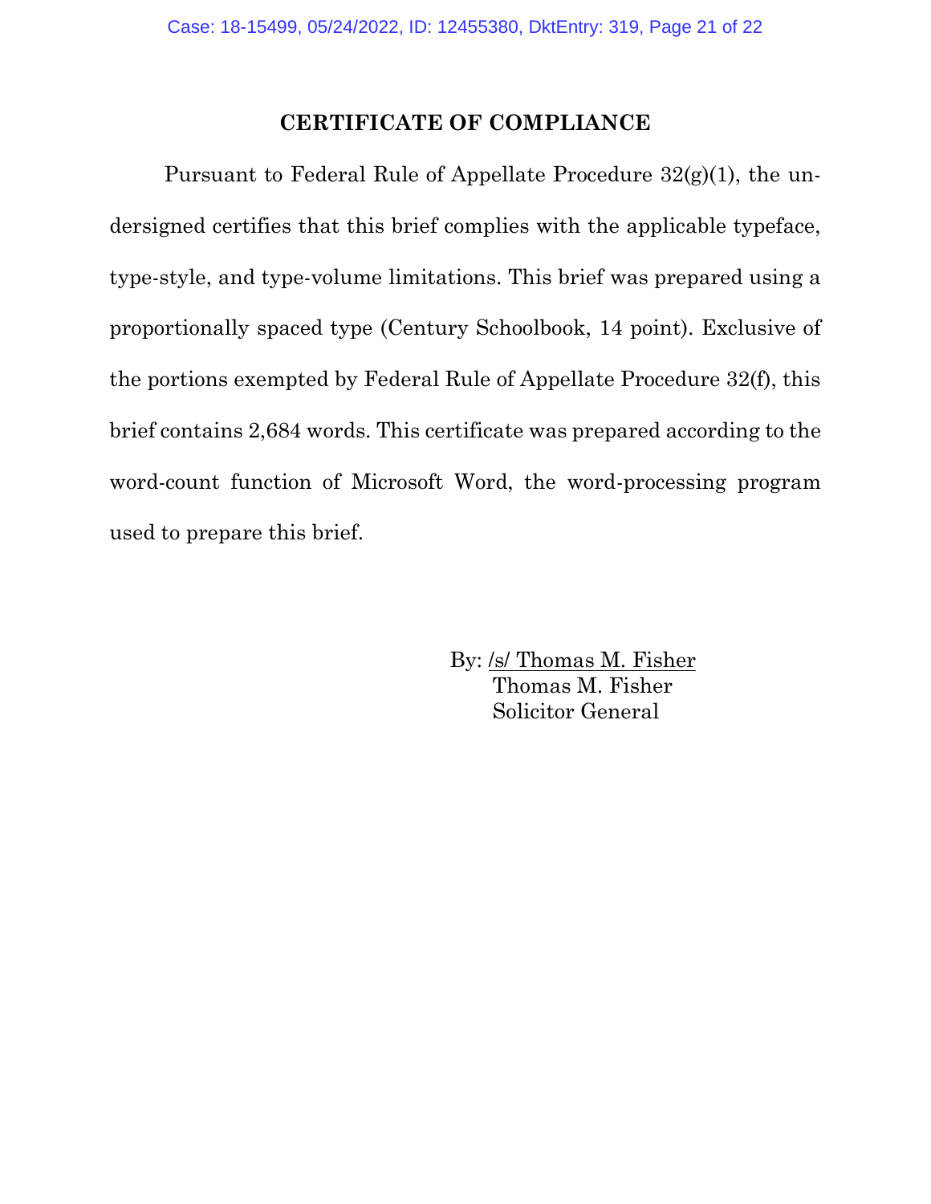# CERTIFICATE OF COMPLIANCE

Pursuant to Federal Rule of Appellate Procedure 32(g)(1), the undersigned certifies that this brief complies with the applicable typeface, type-style, and type-volume limitations. This brief was prepared using a proportionally spaced type (Century Schoolbook, 14 point). Exclusive of the portions exempted by Federal Rule of Appellate Procedure 32(f), this brief contains 2,684 words. This certificate was prepared according to the word-count function of Microsoft Word, the word-processing program used to prepare this brief.

By: /s/ Thomas M. Fisher
Thomas M. Fisher
Solicitor General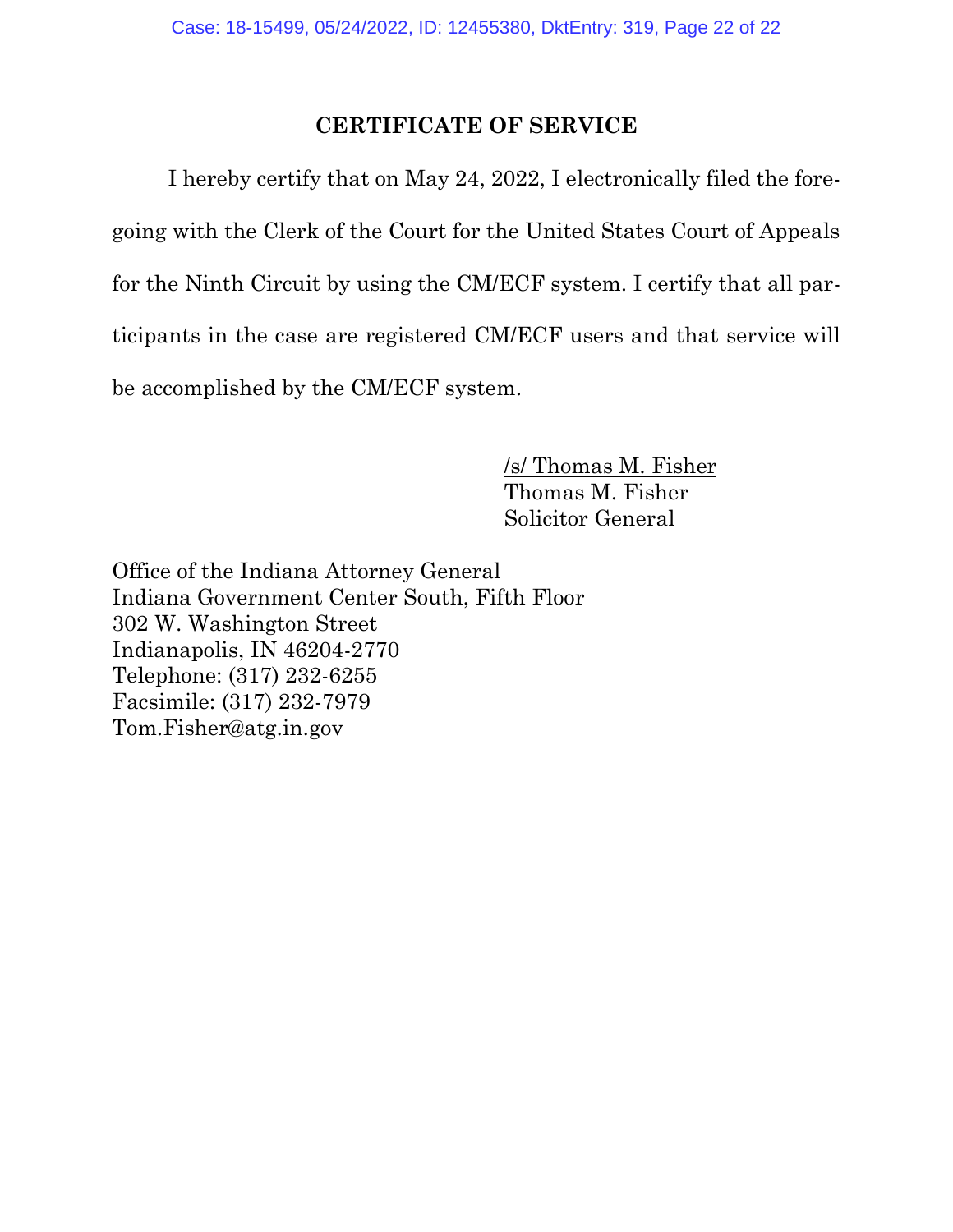## CERTIFICATE OF SERVICE

I hereby certify that on May 24, 2022, I electronically filed the foregoing with the Clerk of the Court for the United States Court of Appeals for the Ninth Circuit by using the CM/ECF system. I certify that all participants in the case are registered CM/ECF users and that service will be accomplished by the CM/ECF system.

/s/ Thomas M. Fisher
Thomas M. Fisher
Solicitor General

Office of the Indiana Attorney General
Indiana Government Center South, Fifth Floor
302 W. Washington Street
Indianapolis, IN 46204-2770
Telephone: (317) 232-6255
Facsimile: (317) 232-7979
Tom.Fisher@atg.in.gov